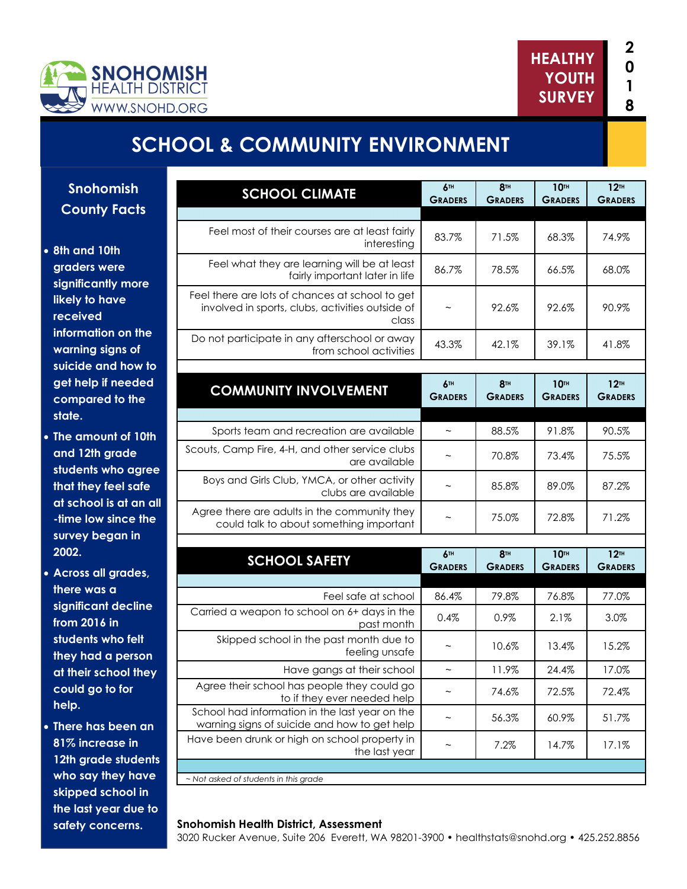SNOHOMISH HEALTH DISTRICT
WWW.SNOHD.ORG

HEALTHY YOUTH SURVEY 2018

# SCHOOL & COMMUNITY ENVIRONMENT

## Snohomish County Facts

- 8th and 10th graders were significantly more likely to have received information on the warning signs of suicide and how to get help if needed compared to the state.
- The amount of 10th and 12th grade students who agree that they feel safe at school is at an all-time low since the survey began in 2002.
- Across all grades, there was a significant decline from 2016 in students who felt they had a person at their school they could go to for help.
- There has been an 81% increase in 12th grade students who say they have skipped school in the last year due to safety concerns.

| SCHOOL CLIMATE | 6TH GRADERS | 8TH GRADERS | 10TH GRADERS | 12TH GRADERS |
|---|---|---|---|---|
| Feel most of their courses are at least fairly interesting | 83.7% | 71.5% | 68.3% | 74.9% |
| Feel what they are learning will be at least fairly important later in life | 86.7% | 78.5% | 66.5% | 68.0% |
| Feel there are lots of chances at school to get involved in sports, clubs, activities outside of class | ~ | 92.6% | 92.6% | 90.9% |
| Do not participate in any afterschool or away from school activities | 43.3% | 42.1% | 39.1% | 41.8% |

| COMMUNITY INVOLVEMENT | 6TH GRADERS | 8TH GRADERS | 10TH GRADERS | 12TH GRADERS |
|---|---|---|---|---|
| Sports team and recreation are available | ~ | 88.5% | 91.8% | 90.5% |
| Scouts, Camp Fire, 4-H, and other service clubs are available | ~ | 70.8% | 73.4% | 75.5% |
| Boys and Girls Club, YMCA, or other activity clubs are available | ~ | 85.8% | 89.0% | 87.2% |
| Agree there are adults in the community they could talk to about something important | ~ | 75.0% | 72.8% | 71.2% |

| SCHOOL SAFETY | 6TH GRADERS | 8TH GRADERS | 10TH GRADERS | 12TH GRADERS |
|---|---|---|---|---|
| Feel safe at school | 86.4% | 79.8% | 76.8% | 77.0% |
| Carried a weapon to school on 6+ days in the past month | 0.4% | 0.9% | 2.1% | 3.0% |
| Skipped school in the past month due to feeling unsafe | ~ | 10.6% | 13.4% | 15.2% |
| Have gangs at their school | ~ | 11.9% | 24.4% | 17.0% |
| Agree their school has people they could go to if they ever needed help | ~ | 74.6% | 72.5% | 72.4% |
| School had information in the last year on the warning signs of suicide and how to get help | ~ | 56.3% | 60.9% | 51.7% |
| Have been drunk or high on school property in the last year | ~ | 7.2% | 14.7% | 17.1% |

*~ Not asked of students in this grade*

**Snohomish Health District, Assessment**
3020 Rucker Avenue, Suite 206 Everett, WA 98201-3900 • healthstats@snohd.org • 425.252.8856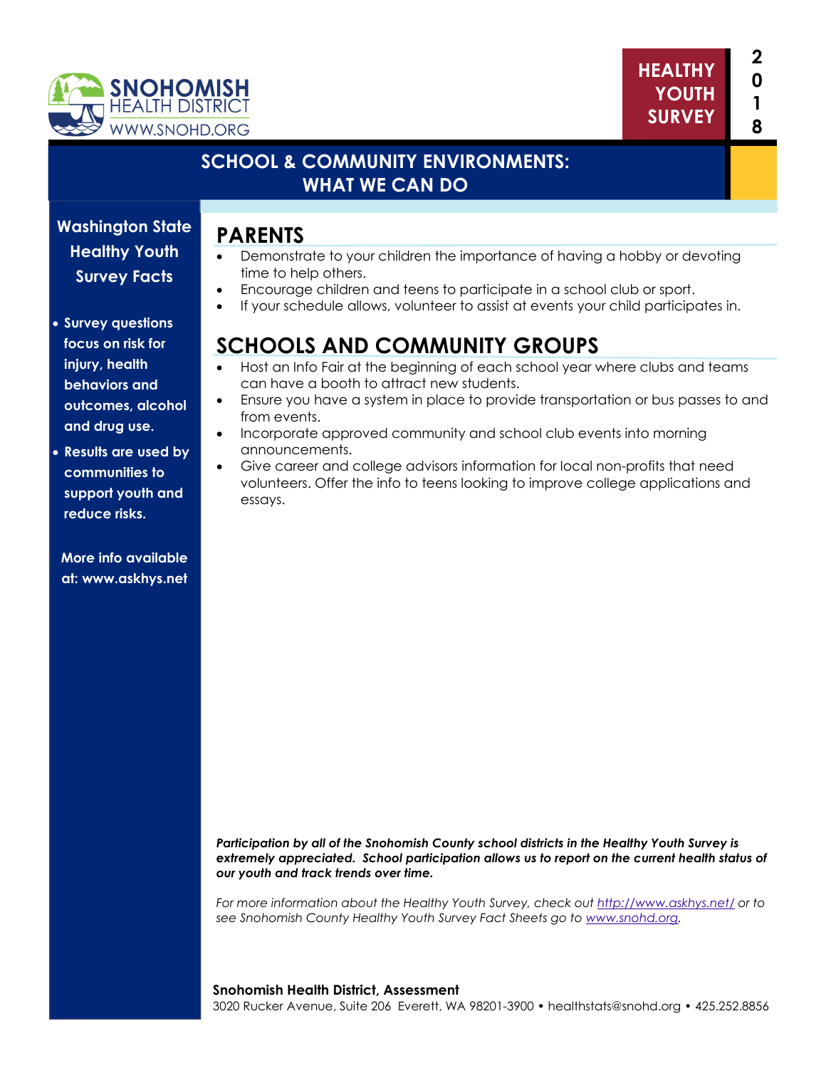**SNOHOMISH HEALTH DISTRICT**
WWW.SNOHD.ORG

**HEALTHY YOUTH SURVEY 2018**

# SCHOOL & COMMUNITY ENVIRONMENTS: WHAT WE CAN DO

## PARENTS

- Demonstrate to your children the importance of having a hobby or devoting time to help others.
- Encourage children and teens to participate in a school club or sport.
- If your schedule allows, volunteer to assist at events your child participates in.

## SCHOOLS AND COMMUNITY GROUPS

- Host an Info Fair at the beginning of each school year where clubs and teams can have a booth to attract new students.
- Ensure you have a system in place to provide transportation or bus passes to and from events.
- Incorporate approved community and school club events into morning announcements.
- Give career and college advisors information for local non-profits that need volunteers. Offer the info to teens looking to improve college applications and essays.

***Participation by all of the Snohomish County school districts in the Healthy Youth Survey is extremely appreciated. School participation allows us to report on the current health status of our youth and track trends over time.***

*For more information about the Healthy Youth Survey, check out http://www.askhys.net/ or to see Snohomish County Healthy Youth Survey Fact Sheets go to www.snohd.org.*

### Washington State Healthy Youth Survey Facts

- **Survey questions focus on risk for injury, health behaviors and outcomes, alcohol and drug use.**
- **Results are used by communities to support youth and reduce risks.**

**More info available at: www.askhys.net**

**Snohomish Health District, Assessment**
3020 Rucker Avenue, Suite 206 Everett, WA 98201-3900 • healthstats@snohd.org • 425.252.8856